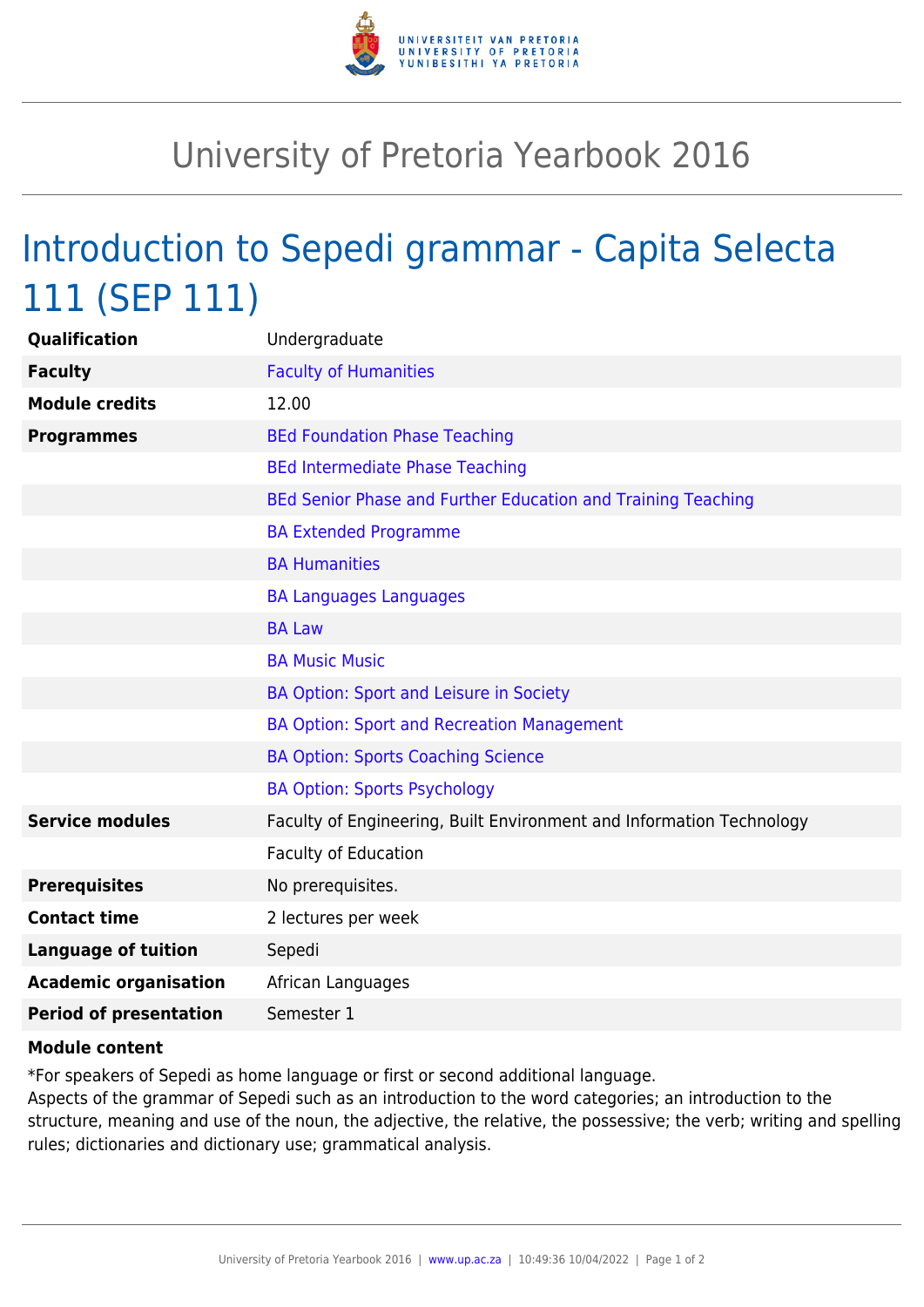# University of Pretoria Yearbook 2016

## Introduction to Sepedi grammar - Capita Selecta 111 (SEP 111)

| | |
|---|---|
| **Qualification** | Undergraduate |
| **Faculty** | Faculty of Humanities |
| **Module credits** | 12.00 |
| **Programmes** | BEd Foundation Phase Teaching |
| | BEd Intermediate Phase Teaching |
| | BEd Senior Phase and Further Education and Training Teaching |
| | BA Extended Programme |
| | BA Humanities |
| | BA Languages Languages |
| | BA Law |
| | BA Music Music |
| | BA Option: Sport and Leisure in Society |
| | BA Option: Sport and Recreation Management |
| | BA Option: Sports Coaching Science |
| | BA Option: Sports Psychology |
| **Service modules** | Faculty of Engineering, Built Environment and Information Technology |
| | Faculty of Education |
| **Prerequisites** | No prerequisites. |
| **Contact time** | 2 lectures per week |
| **Language of tuition** | Sepedi |
| **Academic organisation** | African Languages |
| **Period of presentation** | Semester 1 |

**Module content**

*For speakers of Sepedi as home language or first or second additional language.
Aspects of the grammar of Sepedi such as an introduction to the word categories; an introduction to the structure, meaning and use of the noun, the adjective, the relative, the possessive; the verb; writing and spelling rules; dictionaries and dictionary use; grammatical analysis.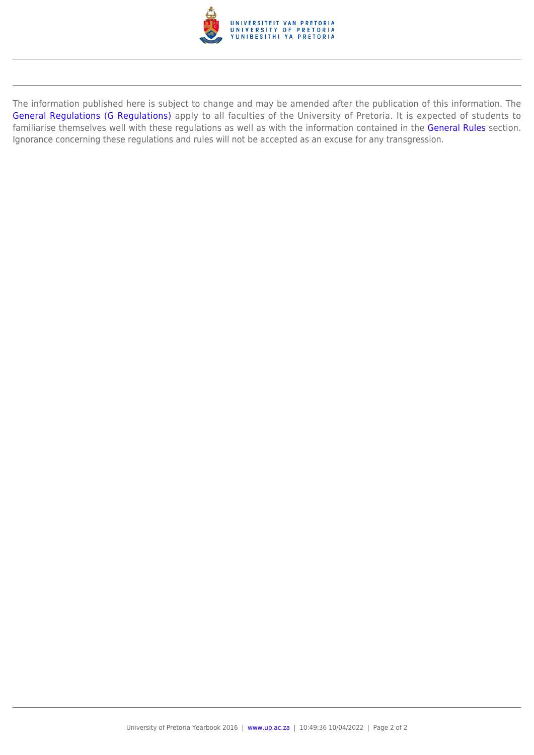The information published here is subject to change and may be amended after the publication of this information. The General Regulations (G Regulations) apply to all faculties of the University of Pretoria. It is expected of students to familiarise themselves well with these regulations as well as with the information contained in the General Rules section. Ignorance concerning these regulations and rules will not be accepted as an excuse for any transgression.